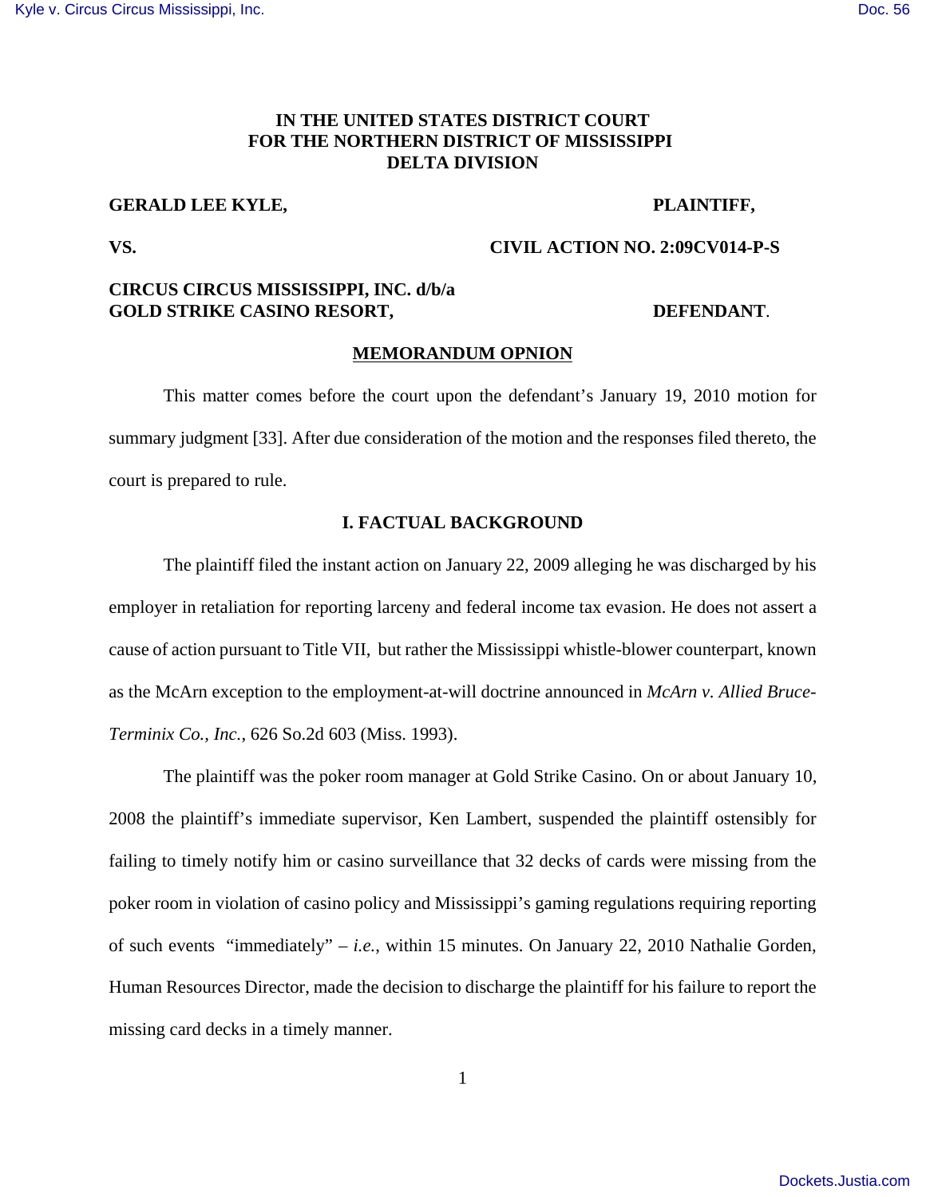**IN THE UNITED STATES DISTRICT COURT**
**FOR THE NORTHERN DISTRICT OF MISSISSIPPI**
**DELTA DIVISION**

**GERALD LEE KYLE,** **PLAINTIFF,**

**VS.** **CIVIL ACTION NO. 2:09CV014-P-S**

**CIRCUS CIRCUS MISSISSIPPI, INC. d/b/a GOLD STRIKE CASINO RESORT,** **DEFENDANT**.

**MEMORANDUM OPNION**

This matter comes before the court upon the defendant's January 19, 2010 motion for summary judgment [33]. After due consideration of the motion and the responses filed thereto, the court is prepared to rule.

## I. FACTUAL BACKGROUND

The plaintiff filed the instant action on January 22, 2009 alleging he was discharged by his employer in retaliation for reporting larceny and federal income tax evasion. He does not assert a cause of action pursuant to Title VII, but rather the Mississippi whistle-blower counterpart, known as the McArn exception to the employment-at-will doctrine announced in *McArn v. Allied Bruce-Terminix Co., Inc.*, 626 So.2d 603 (Miss. 1993).

The plaintiff was the poker room manager at Gold Strike Casino. On or about January 10, 2008 the plaintiff's immediate supervisor, Ken Lambert, suspended the plaintiff ostensibly for failing to timely notify him or casino surveillance that 32 decks of cards were missing from the poker room in violation of casino policy and Mississippi's gaming regulations requiring reporting of such events "immediately" – *i.e.*, within 15 minutes. On January 22, 2010 Nathalie Gorden, Human Resources Director, made the decision to discharge the plaintiff for his failure to report the missing card decks in a timely manner.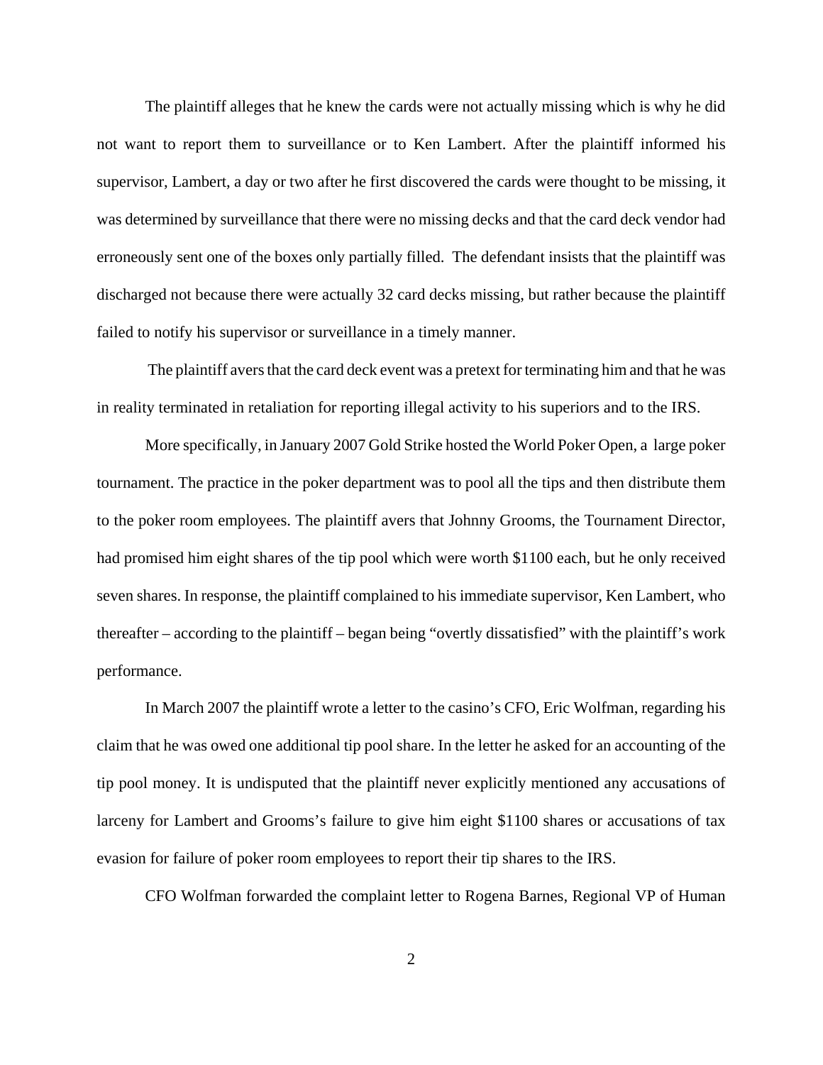The plaintiff alleges that he knew the cards were not actually missing which is why he did not want to report them to surveillance or to Ken Lambert. After the plaintiff informed his supervisor, Lambert, a day or two after he first discovered the cards were thought to be missing, it was determined by surveillance that there were no missing decks and that the card deck vendor had erroneously sent one of the boxes only partially filled. The defendant insists that the plaintiff was discharged not because there were actually 32 card decks missing, but rather because the plaintiff failed to notify his supervisor or surveillance in a timely manner.

The plaintiff avers that the card deck event was a pretext for terminating him and that he was in reality terminated in retaliation for reporting illegal activity to his superiors and to the IRS.

More specifically, in January 2007 Gold Strike hosted the World Poker Open, a large poker tournament. The practice in the poker department was to pool all the tips and then distribute them to the poker room employees. The plaintiff avers that Johnny Grooms, the Tournament Director, had promised him eight shares of the tip pool which were worth \$1100 each, but he only received seven shares. In response, the plaintiff complained to his immediate supervisor, Ken Lambert, who thereafter – according to the plaintiff – began being "overtly dissatisfied" with the plaintiff's work performance.

In March 2007 the plaintiff wrote a letter to the casino's CFO, Eric Wolfman, regarding his claim that he was owed one additional tip pool share. In the letter he asked for an accounting of the tip pool money. It is undisputed that the plaintiff never explicitly mentioned any accusations of larceny for Lambert and Grooms's failure to give him eight \$1100 shares or accusations of tax evasion for failure of poker room employees to report their tip shares to the IRS.

CFO Wolfman forwarded the complaint letter to Rogena Barnes, Regional VP of Human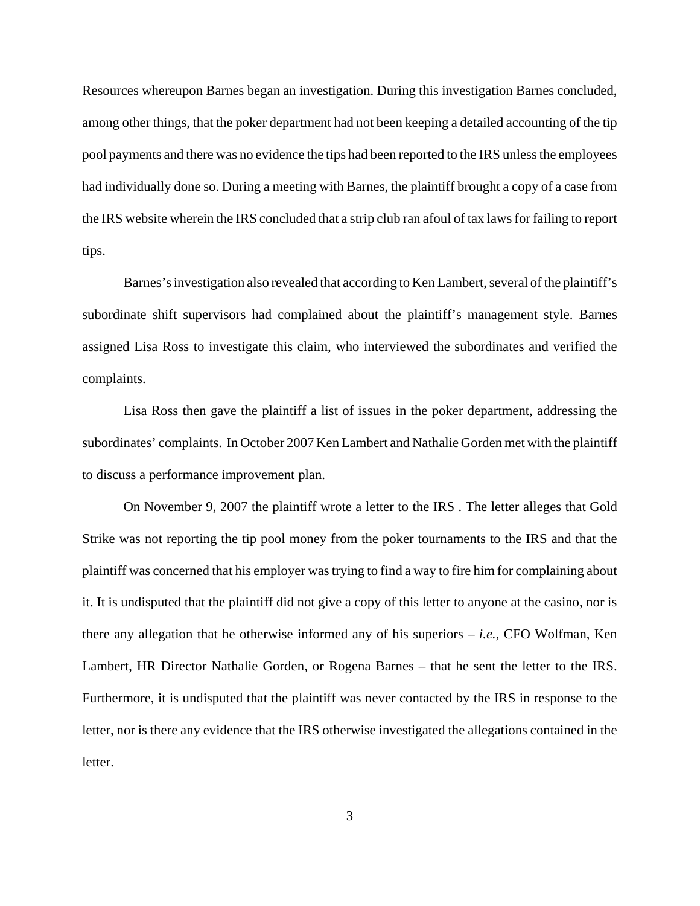Resources whereupon Barnes began an investigation. During this investigation Barnes concluded, among other things, that the poker department had not been keeping a detailed accounting of the tip pool payments and there was no evidence the tips had been reported to the IRS unless the employees had individually done so. During a meeting with Barnes, the plaintiff brought a copy of a case from the IRS website wherein the IRS concluded that a strip club ran afoul of tax laws for failing to report tips.

Barnes's investigation also revealed that according to Ken Lambert, several of the plaintiff's subordinate shift supervisors had complained about the plaintiff's management style. Barnes assigned Lisa Ross to investigate this claim, who interviewed the subordinates and verified the complaints.

Lisa Ross then gave the plaintiff a list of issues in the poker department, addressing the subordinates' complaints. In October 2007 Ken Lambert and Nathalie Gorden met with the plaintiff to discuss a performance improvement plan.

On November 9, 2007 the plaintiff wrote a letter to the IRS . The letter alleges that Gold Strike was not reporting the tip pool money from the poker tournaments to the IRS and that the plaintiff was concerned that his employer was trying to find a way to fire him for complaining about it. It is undisputed that the plaintiff did not give a copy of this letter to anyone at the casino, nor is there any allegation that he otherwise informed any of his superiors – *i.e.*, CFO Wolfman, Ken Lambert, HR Director Nathalie Gorden, or Rogena Barnes – that he sent the letter to the IRS. Furthermore, it is undisputed that the plaintiff was never contacted by the IRS in response to the letter, nor is there any evidence that the IRS otherwise investigated the allegations contained in the letter.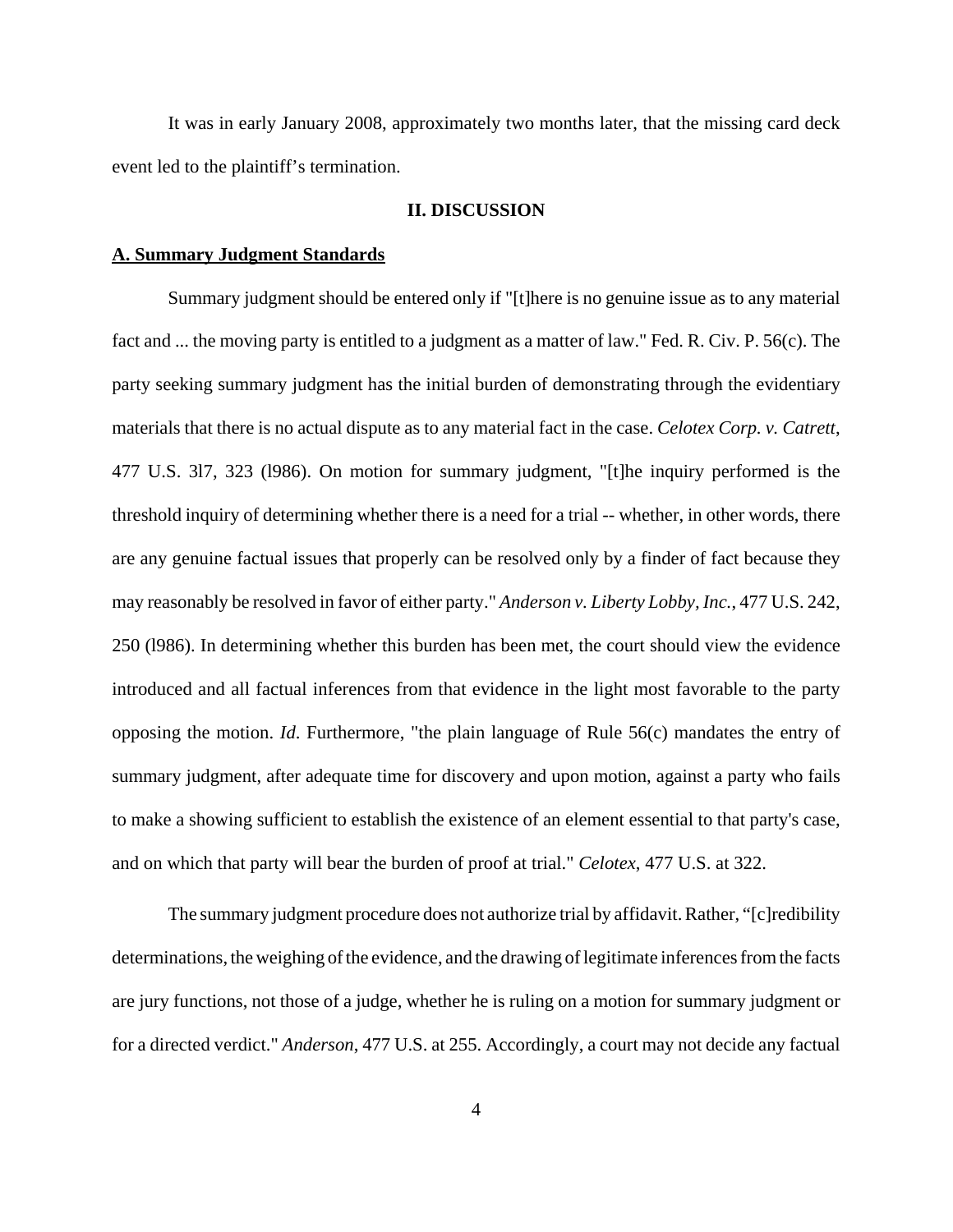It was in early January 2008, approximately two months later, that the missing card deck event led to the plaintiff's termination.

## II. DISCUSSION

### A. Summary Judgment Standards

Summary judgment should be entered only if "[t]here is no genuine issue as to any material fact and ... the moving party is entitled to a judgment as a matter of law." Fed. R. Civ. P. 56(c). The party seeking summary judgment has the initial burden of demonstrating through the evidentiary materials that there is no actual dispute as to any material fact in the case. *Celotex Corp. v. Catrett*, 477 U.S. 3l7, 323 (l986). On motion for summary judgment, "[t]he inquiry performed is the threshold inquiry of determining whether there is a need for a trial -- whether, in other words, there are any genuine factual issues that properly can be resolved only by a finder of fact because they may reasonably be resolved in favor of either party." *Anderson v. Liberty Lobby, Inc.*, 477 U.S. 242, 250 (l986). In determining whether this burden has been met, the court should view the evidence introduced and all factual inferences from that evidence in the light most favorable to the party opposing the motion. *Id*. Furthermore, "the plain language of Rule 56(c) mandates the entry of summary judgment, after adequate time for discovery and upon motion, against a party who fails to make a showing sufficient to establish the existence of an element essential to that party's case, and on which that party will bear the burden of proof at trial." *Celotex*, 477 U.S. at 322.

The summary judgment procedure does not authorize trial by affidavit. Rather, "[c]redibility determinations, the weighing of the evidence, and the drawing of legitimate inferences from the facts are jury functions, not those of a judge, whether he is ruling on a motion for summary judgment or for a directed verdict." *Anderson*, 477 U.S. at 255. Accordingly, a court may not decide any factual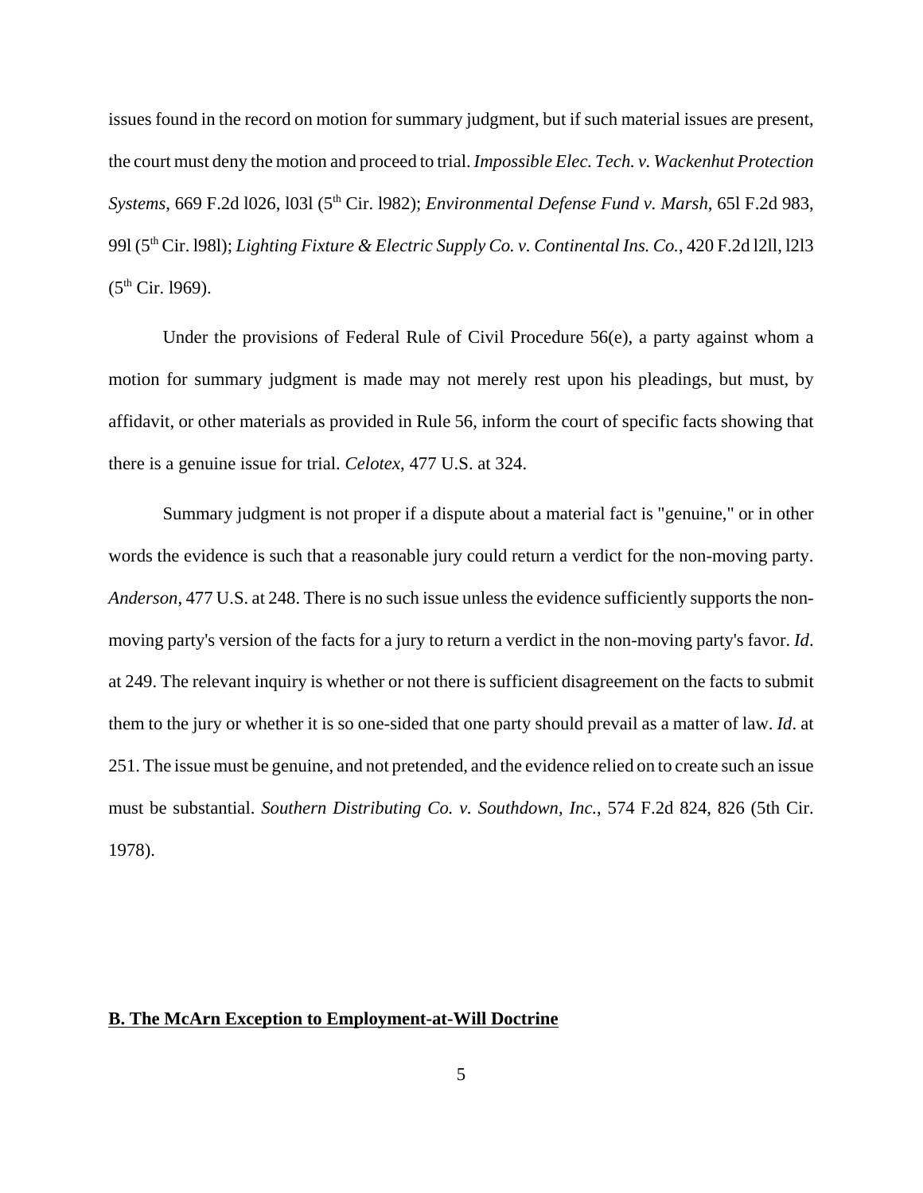issues found in the record on motion for summary judgment, but if such material issues are present, the court must deny the motion and proceed to trial. *Impossible Elec. Tech. v. Wackenhut Protection Systems*, 669 F.2d l026, l03l (5th Cir. l982); *Environmental Defense Fund v. Marsh*, 65l F.2d 983, 99l (5th Cir. l98l); *Lighting Fixture & Electric Supply Co. v. Continental Ins. Co.*, 420 F.2d l2ll, l2l3 (5th Cir. l969).

Under the provisions of Federal Rule of Civil Procedure 56(e), a party against whom a motion for summary judgment is made may not merely rest upon his pleadings, but must, by affidavit, or other materials as provided in Rule 56, inform the court of specific facts showing that there is a genuine issue for trial. *Celotex*, 477 U.S. at 324.

Summary judgment is not proper if a dispute about a material fact is "genuine," or in other words the evidence is such that a reasonable jury could return a verdict for the non-moving party. *Anderson*, 477 U.S. at 248. There is no such issue unless the evidence sufficiently supports the non-moving party's version of the facts for a jury to return a verdict in the non-moving party's favor. *Id*. at 249. The relevant inquiry is whether or not there is sufficient disagreement on the facts to submit them to the jury or whether it is so one-sided that one party should prevail as a matter of law. *Id*. at 251. The issue must be genuine, and not pretended, and the evidence relied on to create such an issue must be substantial. *Southern Distributing Co. v. Southdown, Inc.*, 574 F.2d 824, 826 (5th Cir. 1978).

**B. The McArn Exception to Employment-at-Will Doctrine**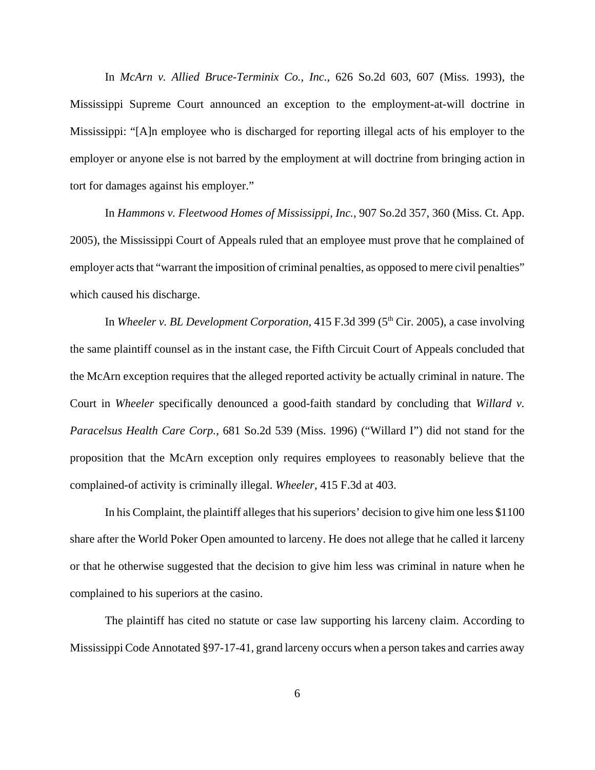In *McArn v. Allied Bruce-Terminix Co., Inc.*, 626 So.2d 603, 607 (Miss. 1993), the Mississippi Supreme Court announced an exception to the employment-at-will doctrine in Mississippi: "[A]n employee who is discharged for reporting illegal acts of his employer to the employer or anyone else is not barred by the employment at will doctrine from bringing action in tort for damages against his employer."

In *Hammons v. Fleetwood Homes of Mississippi, Inc.*, 907 So.2d 357, 360 (Miss. Ct. App. 2005), the Mississippi Court of Appeals ruled that an employee must prove that he complained of employer acts that "warrant the imposition of criminal penalties, as opposed to mere civil penalties" which caused his discharge.

In *Wheeler v. BL Development Corporation*, 415 F.3d 399 (5th Cir. 2005), a case involving the same plaintiff counsel as in the instant case, the Fifth Circuit Court of Appeals concluded that the McArn exception requires that the alleged reported activity be actually criminal in nature. The Court in *Wheeler* specifically denounced a good-faith standard by concluding that *Willard v. Paracelsus Health Care Corp.*, 681 So.2d 539 (Miss. 1996) ("Willard I") did not stand for the proposition that the McArn exception only requires employees to reasonably believe that the complained-of activity is criminally illegal. *Wheeler*, 415 F.3d at 403.

In his Complaint, the plaintiff alleges that his superiors' decision to give him one less $1100 share after the World Poker Open amounted to larceny. He does not allege that he called it larceny or that he otherwise suggested that the decision to give him less was criminal in nature when he complained to his superiors at the casino.

The plaintiff has cited no statute or case law supporting his larceny claim. According to Mississippi Code Annotated §97-17-41, grand larceny occurs when a person takes and carries away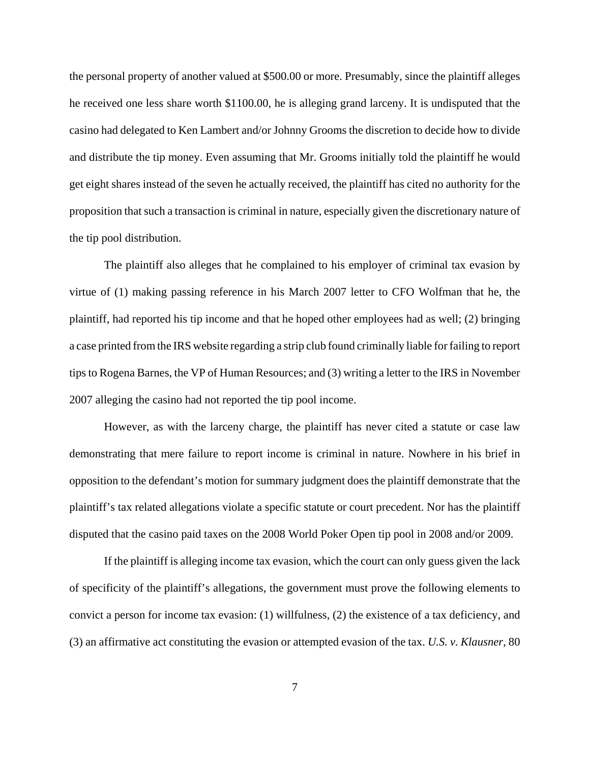the personal property of another valued at $500.00 or more. Presumably, since the plaintiff alleges he received one less share worth $1100.00, he is alleging grand larceny. It is undisputed that the casino had delegated to Ken Lambert and/or Johnny Grooms the discretion to decide how to divide and distribute the tip money. Even assuming that Mr. Grooms initially told the plaintiff he would get eight shares instead of the seven he actually received, the plaintiff has cited no authority for the proposition that such a transaction is criminal in nature, especially given the discretionary nature of the tip pool distribution.

The plaintiff also alleges that he complained to his employer of criminal tax evasion by virtue of (1) making passing reference in his March 2007 letter to CFO Wolfman that he, the plaintiff, had reported his tip income and that he hoped other employees had as well; (2) bringing a case printed from the IRS website regarding a strip club found criminally liable for failing to report tips to Rogena Barnes, the VP of Human Resources; and (3) writing a letter to the IRS in November 2007 alleging the casino had not reported the tip pool income.

However, as with the larceny charge, the plaintiff has never cited a statute or case law demonstrating that mere failure to report income is criminal in nature. Nowhere in his brief in opposition to the defendant's motion for summary judgment does the plaintiff demonstrate that the plaintiff's tax related allegations violate a specific statute or court precedent. Nor has the plaintiff disputed that the casino paid taxes on the 2008 World Poker Open tip pool in 2008 and/or 2009.

If the plaintiff is alleging income tax evasion, which the court can only guess given the lack of specificity of the plaintiff's allegations, the government must prove the following elements to convict a person for income tax evasion: (1) willfulness, (2) the existence of a tax deficiency, and (3) an affirmative act constituting the evasion or attempted evasion of the tax. *U.S. v. Klausner*, 80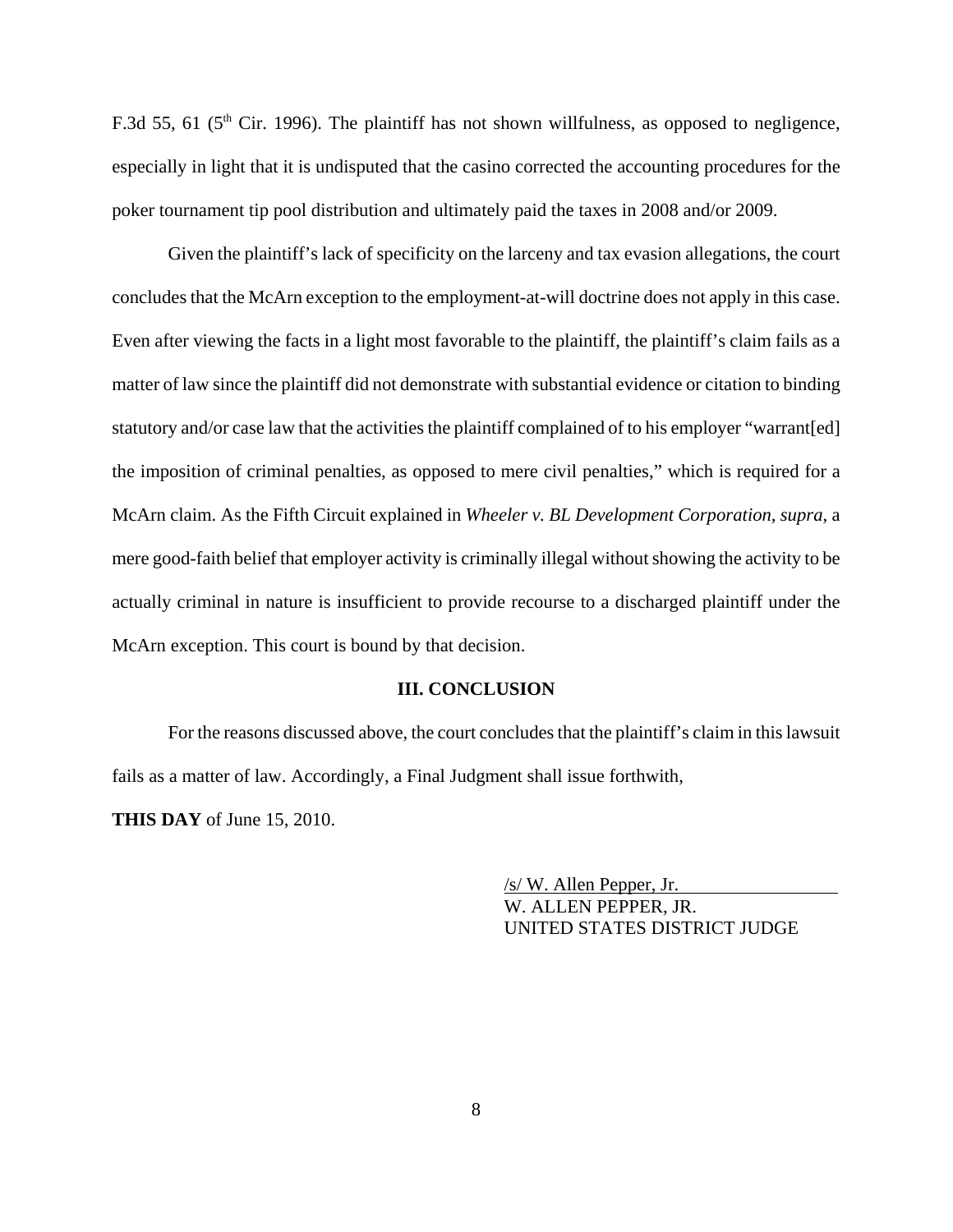F.3d 55, 61 (5th Cir. 1996). The plaintiff has not shown willfulness, as opposed to negligence, especially in light that it is undisputed that the casino corrected the accounting procedures for the poker tournament tip pool distribution and ultimately paid the taxes in 2008 and/or 2009.

Given the plaintiff's lack of specificity on the larceny and tax evasion allegations, the court concludes that the McArn exception to the employment-at-will doctrine does not apply in this case. Even after viewing the facts in a light most favorable to the plaintiff, the plaintiff's claim fails as a matter of law since the plaintiff did not demonstrate with substantial evidence or citation to binding statutory and/or case law that the activities the plaintiff complained of to his employer "warrant[ed] the imposition of criminal penalties, as opposed to mere civil penalties," which is required for a McArn claim. As the Fifth Circuit explained in *Wheeler v. BL Development Corporation*, *supra*, a mere good-faith belief that employer activity is criminally illegal without showing the activity to be actually criminal in nature is insufficient to provide recourse to a discharged plaintiff under the McArn exception. This court is bound by that decision.

## III. CONCLUSION

For the reasons discussed above, the court concludes that the plaintiff's claim in this lawsuit fails as a matter of law. Accordingly, a Final Judgment shall issue forthwith,

**THIS DAY** of June 15, 2010.

/s/ W. Allen Pepper, Jr.
W. ALLEN PEPPER, JR.
UNITED STATES DISTRICT JUDGE